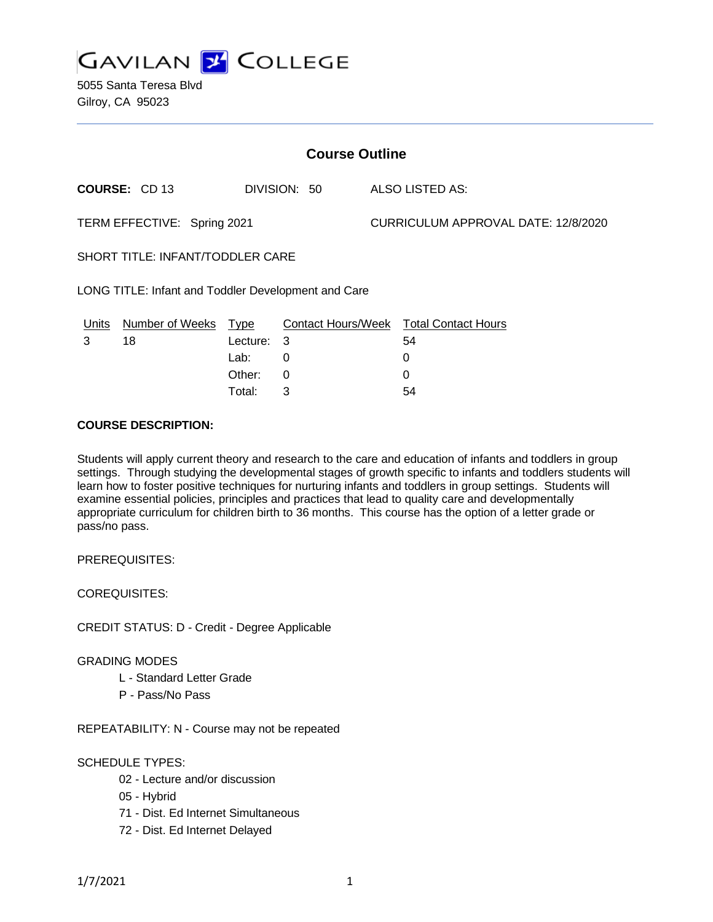# GAVILAN COLLEGE

5055 Santa Teresa Blvd
Gilroy, CA 95023

## Course Outline

**COURSE:** CD 13 DIVISION: 50 ALSO LISTED AS:

TERM EFFECTIVE: Spring 2021 CURRICULUM APPROVAL DATE: 12/8/2020

SHORT TITLE: INFANT/TODDLER CARE

LONG TITLE: Infant and Toddler Development and Care

| Units | Number of Weeks | Type | Contact Hours/Week | Total Contact Hours |
|---|---|---|---|---|
| 3 | 18 | Lecture: | 3 | 54 |
| | | Lab: | 0 | 0 |
| | | Other: | 0 | 0 |
| | | Total: | 3 | 54 |

**COURSE DESCRIPTION:**

Students will apply current theory and research to the care and education of infants and toddlers in group settings. Through studying the developmental stages of growth specific to infants and toddlers students will learn how to foster positive techniques for nurturing infants and toddlers in group settings. Students will examine essential policies, principles and practices that lead to quality care and developmentally appropriate curriculum for children birth to 36 months. This course has the option of a letter grade or pass/no pass.

PREREQUISITES:

COREQUISITES:

CREDIT STATUS: D - Credit - Degree Applicable

GRADING MODES

- L - Standard Letter Grade
- P - Pass/No Pass

REPEATABILITY: N - Course may not be repeated

SCHEDULE TYPES:

- 02 - Lecture and/or discussion
- 05 - Hybrid
- 71 - Dist. Ed Internet Simultaneous
- 72 - Dist. Ed Internet Delayed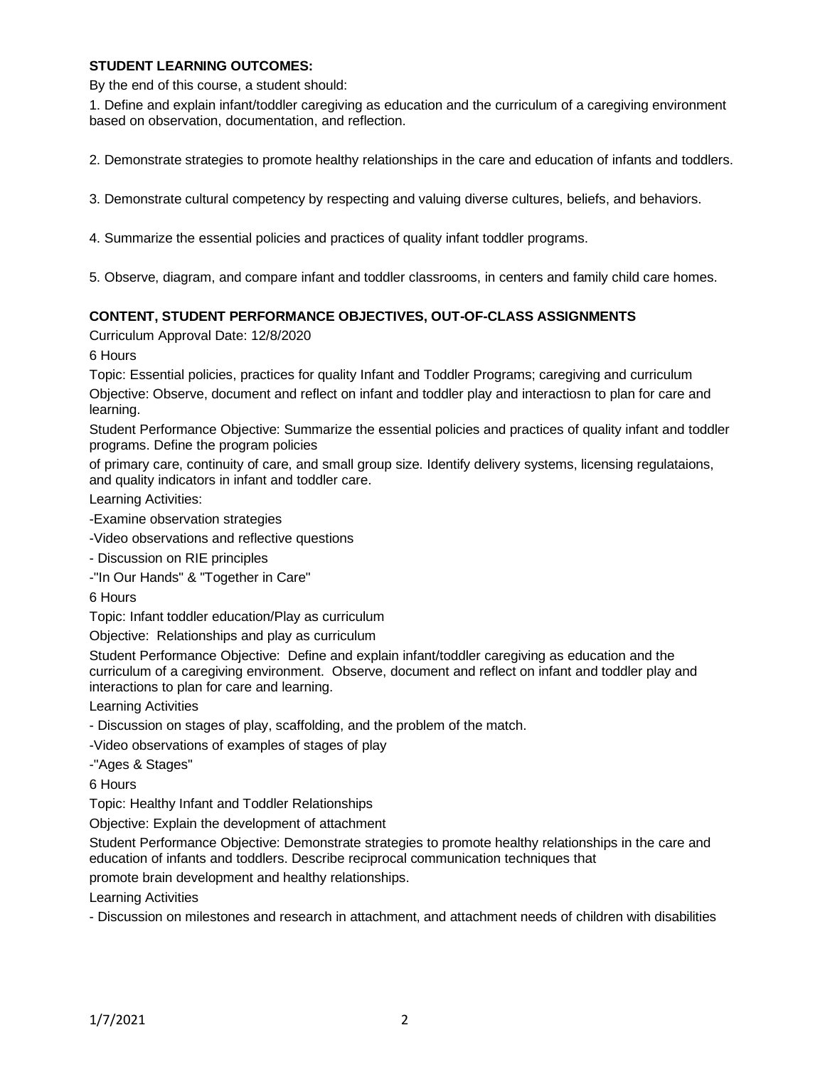**STUDENT LEARNING OUTCOMES:**

By the end of this course, a student should:

1. Define and explain infant/toddler caregiving as education and the curriculum of a caregiving environment based on observation, documentation, and reflection.

2. Demonstrate strategies to promote healthy relationships in the care and education of infants and toddlers.

3. Demonstrate cultural competency by respecting and valuing diverse cultures, beliefs, and behaviors.

4. Summarize the essential policies and practices of quality infant toddler programs.

5. Observe, diagram, and compare infant and toddler classrooms, in centers and family child care homes.

**CONTENT, STUDENT PERFORMANCE OBJECTIVES, OUT-OF-CLASS ASSIGNMENTS**

Curriculum Approval Date: 12/8/2020

6 Hours

Topic: Essential policies, practices for quality Infant and Toddler Programs; caregiving and curriculum

Objective: Observe, document and reflect on infant and toddler play and interactiosn to plan for care and learning.

Student Performance Objective: Summarize the essential policies and practices of quality infant and toddler programs. Define the program policies of primary care, continuity of care, and small group size. Identify delivery systems, licensing regulataions, and quality indicators in infant and toddler care.

Learning Activities:

-Examine observation strategies

-Video observations and reflective questions

- Discussion on RIE principles

-"In Our Hands" & "Together in Care"

6 Hours

Topic: Infant toddler education/Play as curriculum

Objective: Relationships and play as curriculum

Student Performance Objective: Define and explain infant/toddler caregiving as education and the curriculum of a caregiving environment. Observe, document and reflect on infant and toddler play and interactions to plan for care and learning.

Learning Activities

- Discussion on stages of play, scaffolding, and the problem of the match.

-Video observations of examples of stages of play

-"Ages & Stages"

6 Hours

Topic: Healthy Infant and Toddler Relationships

Objective: Explain the development of attachment

Student Performance Objective: Demonstrate strategies to promote healthy relationships in the care and education of infants and toddlers. Describe reciprocal communication techniques that promote brain development and healthy relationships.

Learning Activities

- Discussion on milestones and research in attachment, and attachment needs of children with disabilities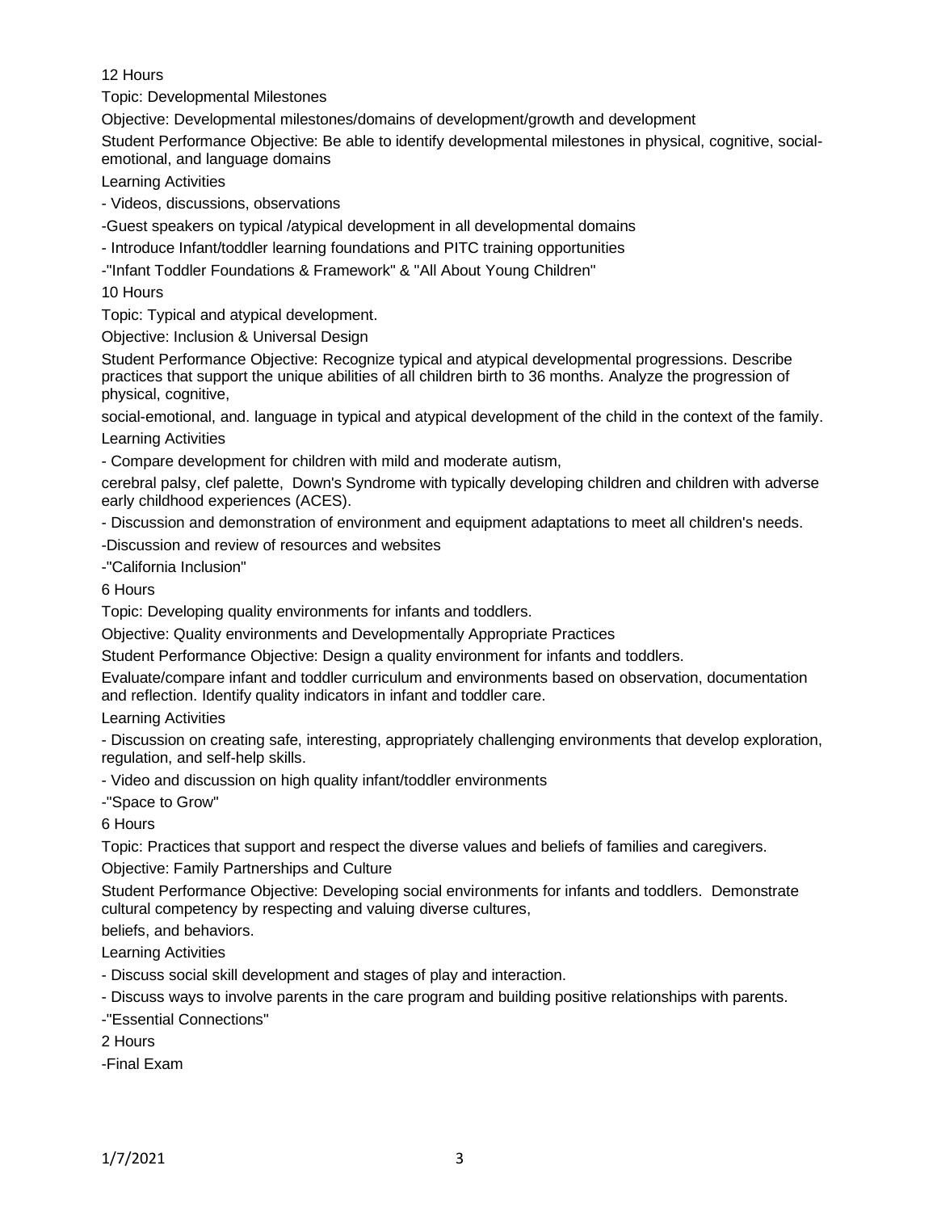12 Hours

Topic: Developmental Milestones

Objective: Developmental milestones/domains of development/growth and development

Student Performance Objective: Be able to identify developmental milestones in physical, cognitive, social-emotional, and language domains

Learning Activities

- Videos, discussions, observations

-Guest speakers on typical /atypical development in all developmental domains

- Introduce Infant/toddler learning foundations and PITC training opportunities

-"Infant Toddler Foundations & Framework" & "All About Young Children"

10 Hours

Topic: Typical and atypical development.

Objective: Inclusion & Universal Design

Student Performance Objective: Recognize typical and atypical developmental progressions. Describe practices that support the unique abilities of all children birth to 36 months. Analyze the progression of physical, cognitive,

social-emotional, and. language in typical and atypical development of the child in the context of the family.

Learning Activities

- Compare development for children with mild and moderate autism,

cerebral palsy, clef palette, Down's Syndrome with typically developing children and children with adverse early childhood experiences (ACES).

- Discussion and demonstration of environment and equipment adaptations to meet all children's needs.

-Discussion and review of resources and websites

-"California Inclusion"

6 Hours

Topic: Developing quality environments for infants and toddlers.

Objective: Quality environments and Developmentally Appropriate Practices

Student Performance Objective: Design a quality environment for infants and toddlers.

Evaluate/compare infant and toddler curriculum and environments based on observation, documentation and reflection. Identify quality indicators in infant and toddler care.

Learning Activities

- Discussion on creating safe, interesting, appropriately challenging environments that develop exploration, regulation, and self-help skills.

- Video and discussion on high quality infant/toddler environments

-"Space to Grow"

6 Hours

Topic: Practices that support and respect the diverse values and beliefs of families and caregivers.

Objective: Family Partnerships and Culture

Student Performance Objective: Developing social environments for infants and toddlers. Demonstrate cultural competency by respecting and valuing diverse cultures,

beliefs, and behaviors.

Learning Activities

- Discuss social skill development and stages of play and interaction.

- Discuss ways to involve parents in the care program and building positive relationships with parents.

-"Essential Connections"

2 Hours

-Final Exam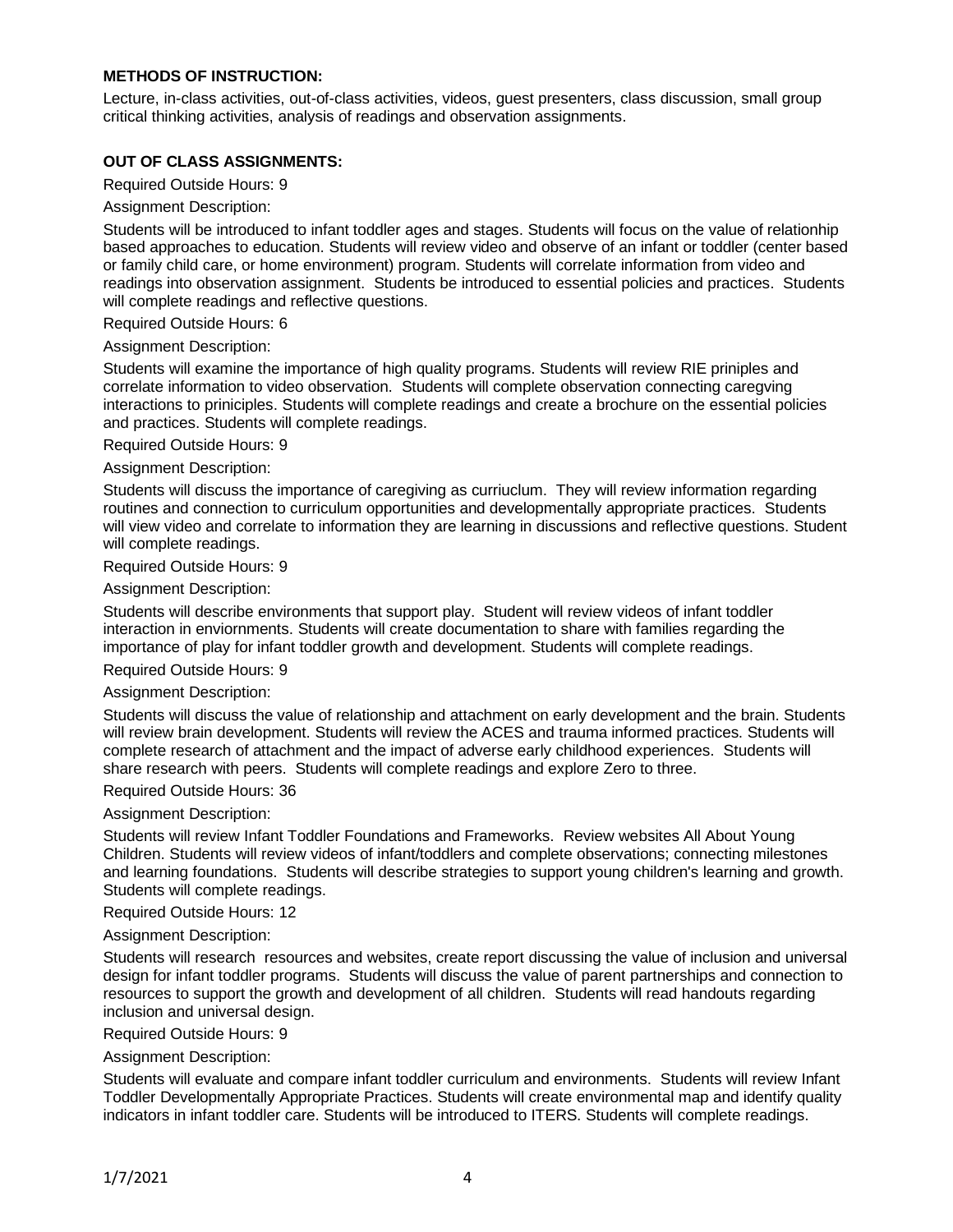**METHODS OF INSTRUCTION:**

Lecture, in-class activities, out-of-class activities, videos, guest presenters, class discussion, small group critical thinking activities, analysis of readings and observation assignments.

**OUT OF CLASS ASSIGNMENTS:**

Required Outside Hours: 9

Assignment Description:

Students will be introduced to infant toddler ages and stages. Students will focus on the value of relationhip based approaches to education. Students will review video and observe of an infant or toddler (center based or family child care, or home environment) program. Students will correlate information from video and readings into observation assignment. Students be introduced to essential policies and practices. Students will complete readings and reflective questions.

Required Outside Hours: 6

Assignment Description:

Students will examine the importance of high quality programs. Students will review RIE priniples and correlate information to video observation. Students will complete observation connecting caregving interactions to priniciples. Students will complete readings and create a brochure on the essential policies and practices. Students will complete readings.

Required Outside Hours: 9

Assignment Description:

Students will discuss the importance of caregiving as curriuclum. They will review information regarding routines and connection to curriculum opportunities and developmentally appropriate practices. Students will view video and correlate to information they are learning in discussions and reflective questions. Student will complete readings.

Required Outside Hours: 9

Assignment Description:

Students will describe environments that support play. Student will review videos of infant toddler interaction in enviornments. Students will create documentation to share with families regarding the importance of play for infant toddler growth and development. Students will complete readings.

Required Outside Hours: 9

Assignment Description:

Students will discuss the value of relationship and attachment on early development and the brain. Students will review brain development. Students will review the ACES and trauma informed practices. Students will complete research of attachment and the impact of adverse early childhood experiences. Students will share research with peers. Students will complete readings and explore Zero to three.

Required Outside Hours: 36

Assignment Description:

Students will review Infant Toddler Foundations and Frameworks. Review websites All About Young Children. Students will review videos of infant/toddlers and complete observations; connecting milestones and learning foundations. Students will describe strategies to support young children's learning and growth. Students will complete readings.

Required Outside Hours: 12

Assignment Description:

Students will research resources and websites, create report discussing the value of inclusion and universal design for infant toddler programs. Students will discuss the value of parent partnerships and connection to resources to support the growth and development of all children. Students will read handouts regarding inclusion and universal design.

Required Outside Hours: 9

Assignment Description:

Students will evaluate and compare infant toddler curriculum and environments. Students will review Infant Toddler Developmentally Appropriate Practices. Students will create environmental map and identify quality indicators in infant toddler care. Students will be introduced to ITERS. Students will complete readings.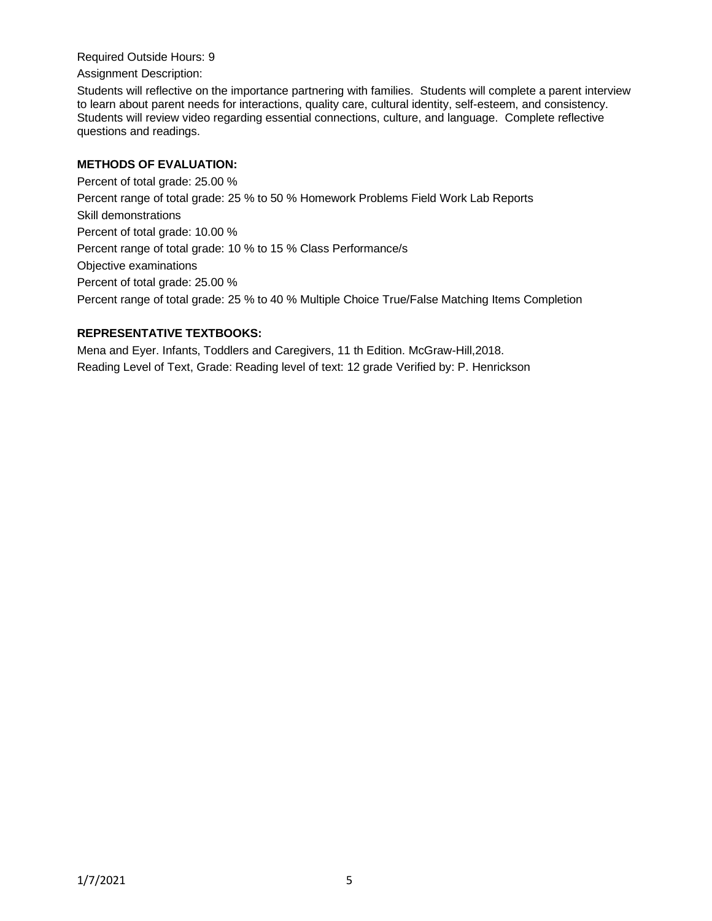Required Outside Hours: 9

Assignment Description:

Students will reflective on the importance partnering with families. Students will complete a parent interview to learn about parent needs for interactions, quality care, cultural identity, self-esteem, and consistency. Students will review video regarding essential connections, culture, and language. Complete reflective questions and readings.

**METHODS OF EVALUATION:**

Percent of total grade: 25.00 %

Percent range of total grade: 25 % to 50 % Homework Problems Field Work Lab Reports

Skill demonstrations

Percent of total grade: 10.00 %

Percent range of total grade: 10 % to 15 % Class Performance/s

Objective examinations

Percent of total grade: 25.00 %

Percent range of total grade: 25 % to 40 % Multiple Choice True/False Matching Items Completion

**REPRESENTATIVE TEXTBOOKS:**

Mena and Eyer. Infants, Toddlers and Caregivers, 11 th Edition. McGraw-Hill,2018.

Reading Level of Text, Grade: Reading level of text: 12 grade Verified by: P. Henrickson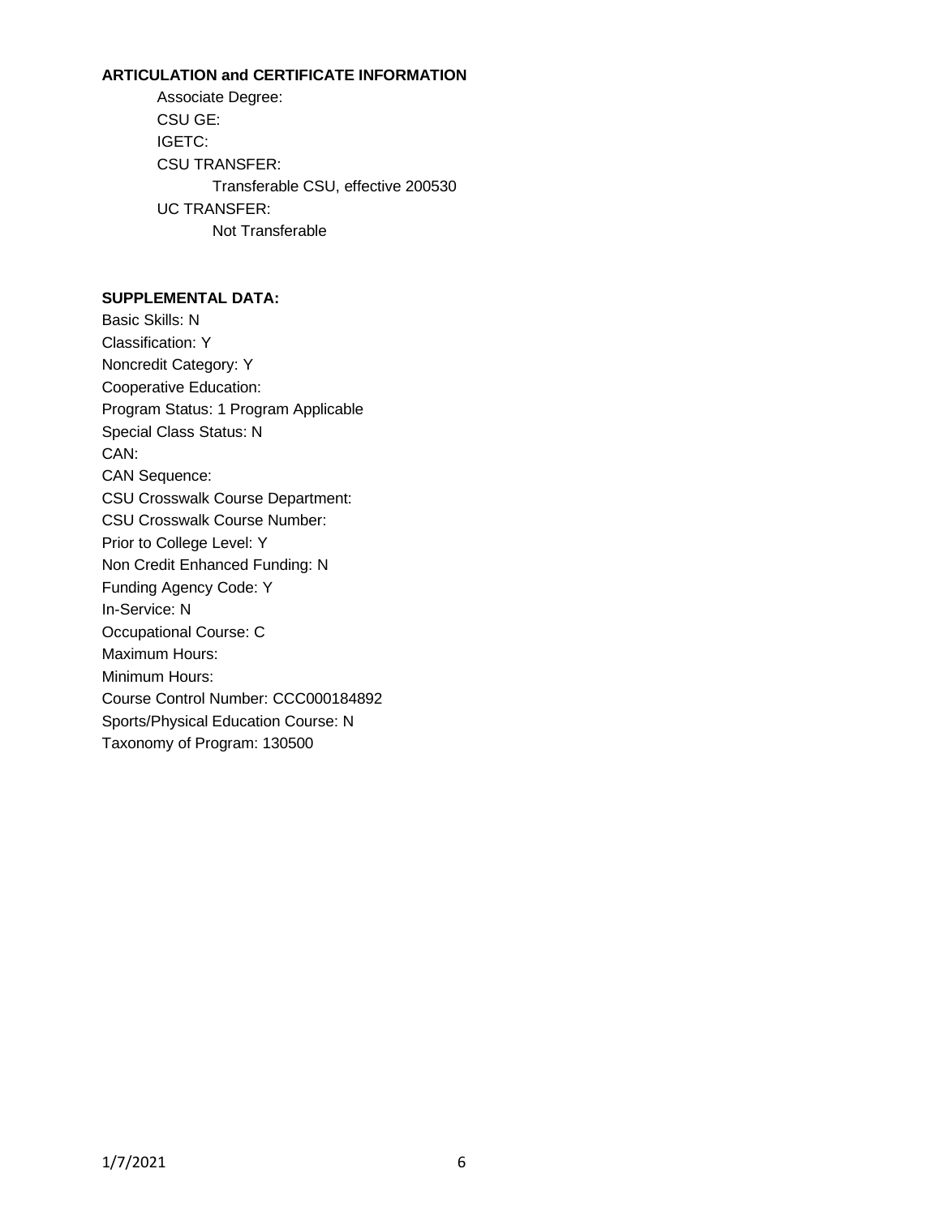**ARTICULATION and CERTIFICATE INFORMATION**

Associate Degree:

CSU GE:

IGETC:

CSU TRANSFER:

Transferable CSU, effective 200530

UC TRANSFER:

Not Transferable

**SUPPLEMENTAL DATA:**

Basic Skills: N

Classification: Y

Noncredit Category: Y

Cooperative Education:

Program Status: 1 Program Applicable

Special Class Status: N

CAN:

CAN Sequence:

CSU Crosswalk Course Department:

CSU Crosswalk Course Number:

Prior to College Level: Y

Non Credit Enhanced Funding: N

Funding Agency Code: Y

In-Service: N

Occupational Course: C

Maximum Hours:

Minimum Hours:

Course Control Number: CCC000184892

Sports/Physical Education Course: N

Taxonomy of Program: 130500